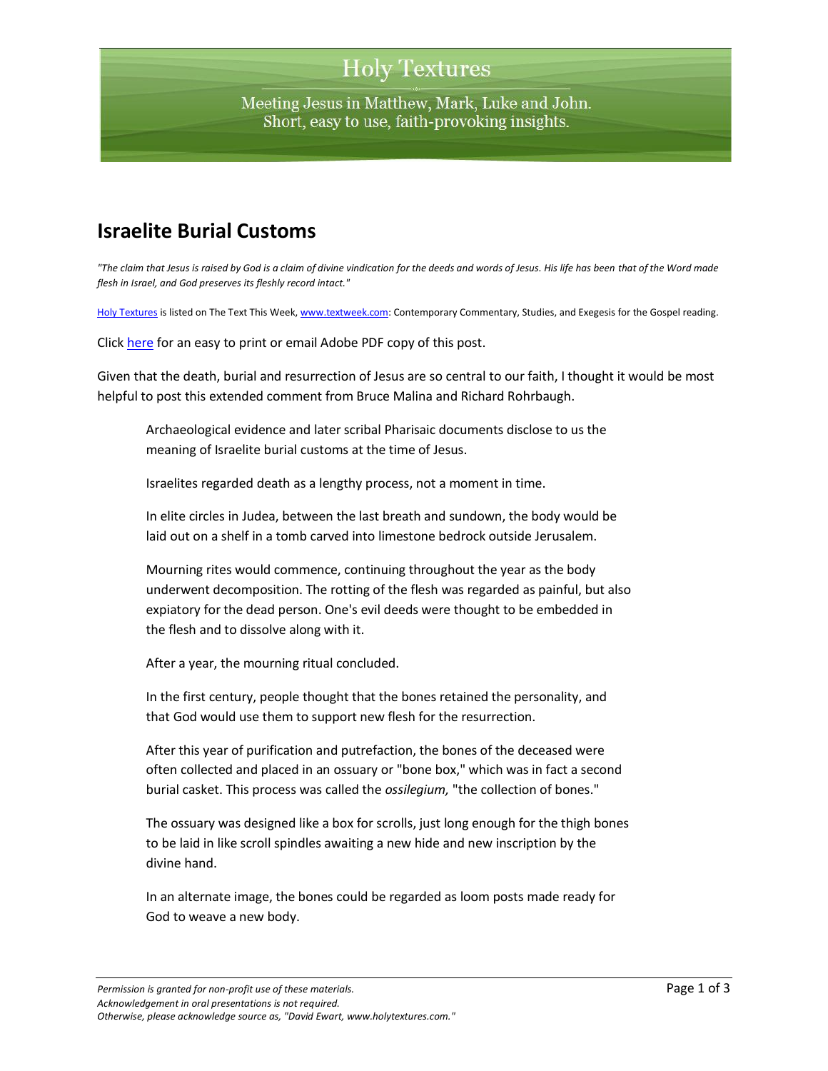# Holy Textures

Meeting Jesus in Matthew, Mark, Luke and John.
Short, easy to use, faith-provoking insights.

## Israelite Burial Customs

*"The claim that Jesus is raised by God is a claim of divine vindication for the deeds and words of Jesus. His life has been that of the Word made flesh in Israel, and God preserves its fleshly record intact."*

Holy Textures is listed on The Text This Week, www.textweek.com: Contemporary Commentary, Studies, and Exegesis for the Gospel reading.

Click here for an easy to print or email Adobe PDF copy of this post.

Given that the death, burial and resurrection of Jesus are so central to our faith, I thought it would be most helpful to post this extended comment from Bruce Malina and Richard Rohrbaugh.

> Archaeological evidence and later scribal Pharisaic documents disclose to us the meaning of Israelite burial customs at the time of Jesus.
>
> Israelites regarded death as a lengthy process, not a moment in time.
>
> In elite circles in Judea, between the last breath and sundown, the body would be laid out on a shelf in a tomb carved into limestone bedrock outside Jerusalem.
>
> Mourning rites would commence, continuing throughout the year as the body underwent decomposition. The rotting of the flesh was regarded as painful, but also expiatory for the dead person. One's evil deeds were thought to be embedded in the flesh and to dissolve along with it.
>
> After a year, the mourning ritual concluded.
>
> In the first century, people thought that the bones retained the personality, and that God would use them to support new flesh for the resurrection.
>
> After this year of purification and putrefaction, the bones of the deceased were often collected and placed in an ossuary or "bone box," which was in fact a second burial casket. This process was called the *ossilegium,* "the collection of bones."
>
> The ossuary was designed like a box for scrolls, just long enough for the thigh bones to be laid in like scroll spindles awaiting a new hide and new inscription by the divine hand.
>
> In an alternate image, the bones could be regarded as loom posts made ready for God to weave a new body.

*Permission is granted for non-profit use of these materials.*
*Acknowledgement in oral presentations is not required.*
*Otherwise, please acknowledge source as, "David Ewart, www.holytextures.com."*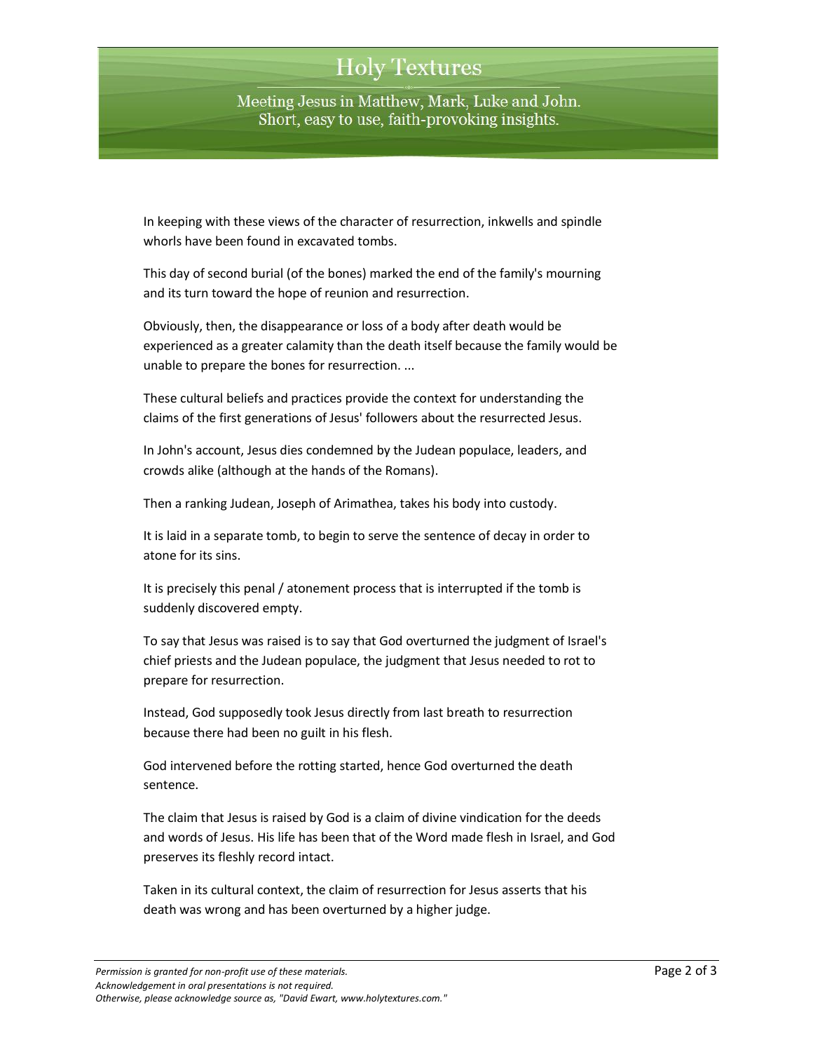In keeping with these views of the character of resurrection, inkwells and spindle whorls have been found in excavated tombs.

This day of second burial (of the bones) marked the end of the family's mourning and its turn toward the hope of reunion and resurrection.

Obviously, then, the disappearance or loss of a body after death would be experienced as a greater calamity than the death itself because the family would be unable to prepare the bones for resurrection. ...

These cultural beliefs and practices provide the context for understanding the claims of the first generations of Jesus' followers about the resurrected Jesus.

In John's account, Jesus dies condemned by the Judean populace, leaders, and crowds alike (although at the hands of the Romans).

Then a ranking Judean, Joseph of Arimathea, takes his body into custody.

It is laid in a separate tomb, to begin to serve the sentence of decay in order to atone for its sins.

It is precisely this penal / atonement process that is interrupted if the tomb is suddenly discovered empty.

To say that Jesus was raised is to say that God overturned the judgment of Israel's chief priests and the Judean populace, the judgment that Jesus needed to rot to prepare for resurrection.

Instead, God supposedly took Jesus directly from last breath to resurrection because there had been no guilt in his flesh.

God intervened before the rotting started, hence God overturned the death sentence.

The claim that Jesus is raised by God is a claim of divine vindication for the deeds and words of Jesus. His life has been that of the Word made flesh in Israel, and God preserves its fleshly record intact.

Taken in its cultural context, the claim of resurrection for Jesus asserts that his death was wrong and has been overturned by a higher judge.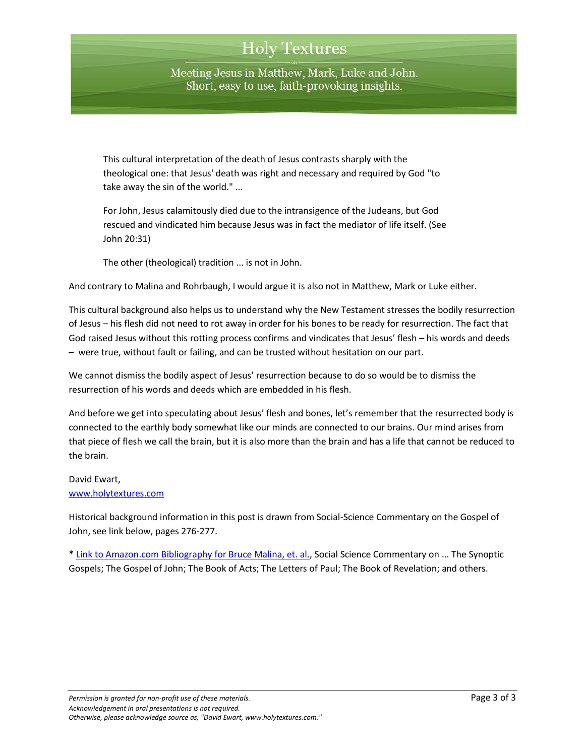> This cultural interpretation of the death of Jesus contrasts sharply with the theological one: that Jesus' death was right and necessary and required by God "to take away the sin of the world." ...
>
> For John, Jesus calamitously died due to the intransigence of the Judeans, but God rescued and vindicated him because Jesus was in fact the mediator of life itself. (See John 20:31)
>
> The other (theological) tradition ... is not in John.

And contrary to Malina and Rohrbaugh, I would argue it is also not in Matthew, Mark or Luke either.

This cultural background also helps us to understand why the New Testament stresses the bodily resurrection of Jesus – his flesh did not need to rot away in order for his bones to be ready for resurrection. The fact that God raised Jesus without this rotting process confirms and vindicates that Jesus' flesh – his words and deeds – were true, without fault or failing, and can be trusted without hesitation on our part.

We cannot dismiss the bodily aspect of Jesus' resurrection because to do so would be to dismiss the resurrection of his words and deeds which are embedded in his flesh.

And before we get into speculating about Jesus' flesh and bones, let's remember that the resurrected body is connected to the earthly body somewhat like our minds are connected to our brains. Our mind arises from that piece of flesh we call the brain, but it is also more than the brain and has a life that cannot be reduced to the brain.

David Ewart,
www.holytextures.com

Historical background information in this post is drawn from Social-Science Commentary on the Gospel of John, see link below, pages 276-277.

* Link to Amazon.com Bibliography for Bruce Malina, et. al., Social Science Commentary on ... The Synoptic Gospels; The Gospel of John; The Book of Acts; The Letters of Paul; The Book of Revelation; and others.